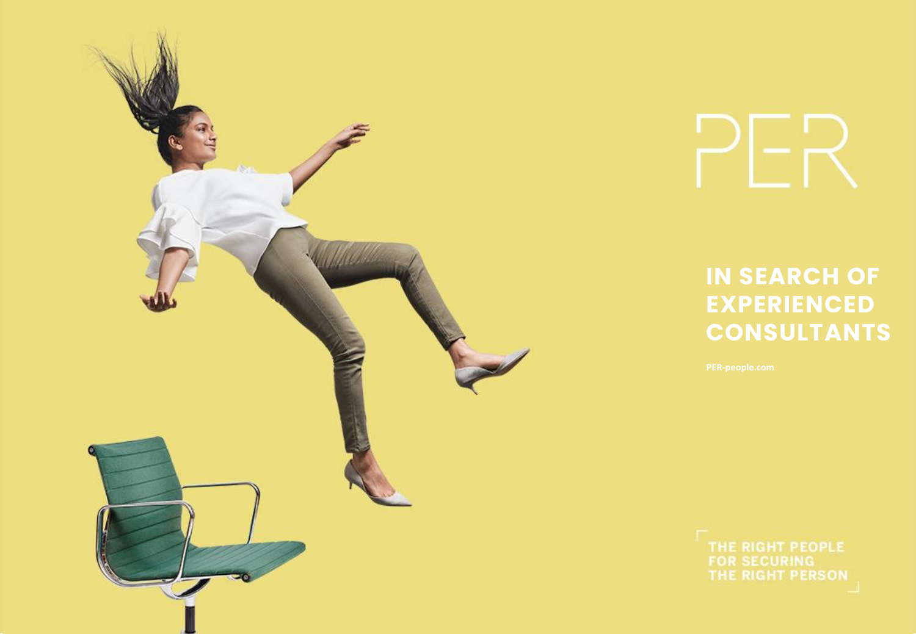# PER

## IN SEARCH OF EXPERIENCED CONSULTANTS

PER-people.com

THE RIGHT PEOPLE
FOR SECURING
THE RIGHT PERSON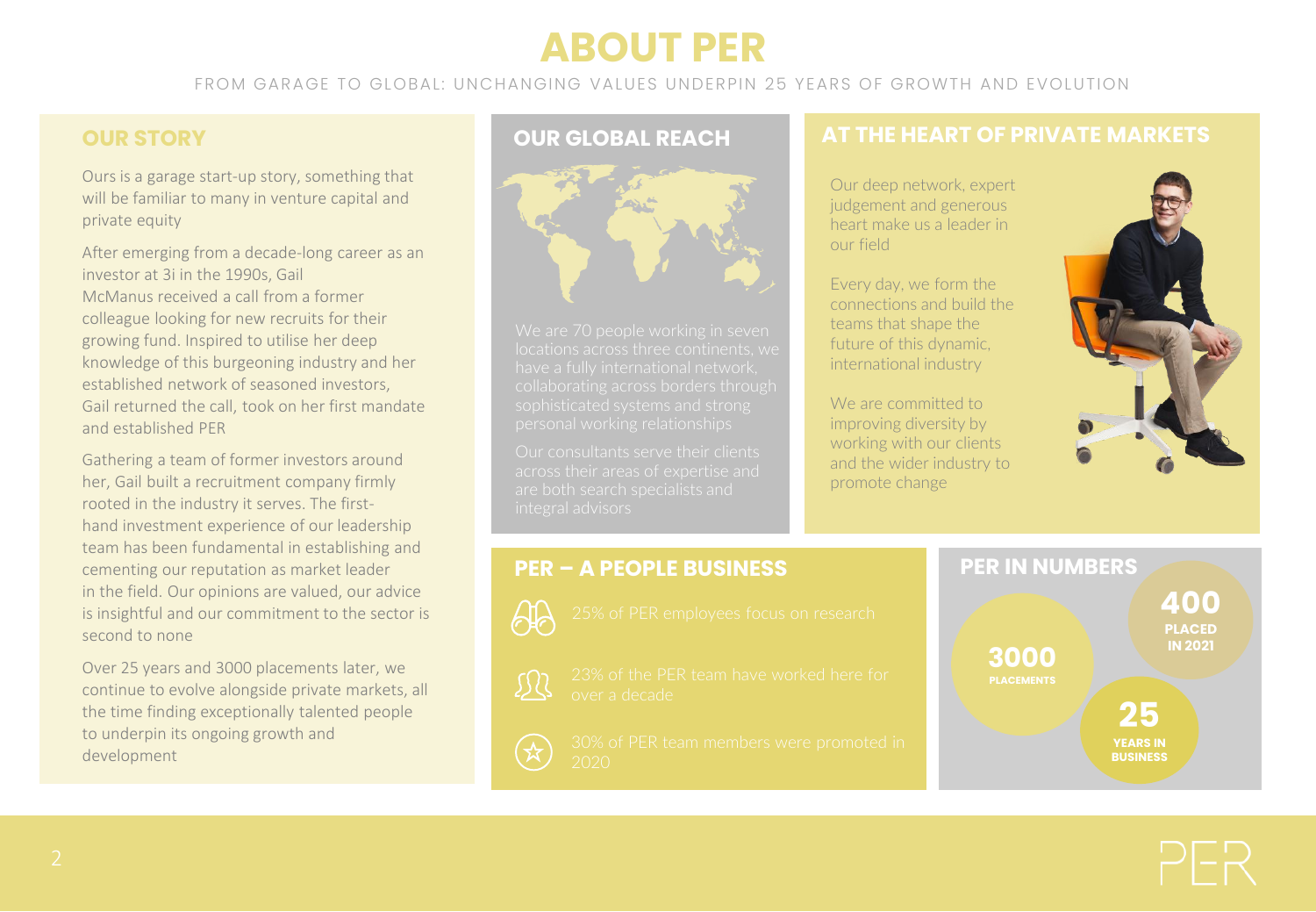# ABOUT PER

FROM GARAGE TO GLOBAL: UNCHANGING VALUES UNDERPIN 25 YEARS OF GROWTH AND EVOLUTION

## OUR STORY

Ours is a garage start-up story, something that will be familiar to many in venture capital and private equity

After emerging from a decade-long career as an investor at 3i in the 1990s, Gail McManus received a call from a former colleague looking for new recruits for their growing fund. Inspired to utilise her deep knowledge of this burgeoning industry and her established network of seasoned investors, Gail returned the call, took on her first mandate and established PER

Gathering a team of former investors around her, Gail built a recruitment company firmly rooted in the industry it serves. The first-hand investment experience of our leadership team has been fundamental in establishing and cementing our reputation as market leader in the field. Our opinions are valued, our advice is insightful and our commitment to the sector is second to none

Over 25 years and 3000 placements later, we continue to evolve alongside private markets, all the time finding exceptionally talented people to underpin its ongoing growth and development

## OUR GLOBAL REACH

We are 70 people working in seven locations across three continents, we have a fully international network, collaborating across borders through sophisticated systems and strong personal working relationships

Our consultants serve their clients across their areas of expertise and are both search specialists and integral advisors

## AT THE HEART OF PRIVATE MARKETS

Our deep network, expert judgement and generous heart make us a leader in our field

Every day, we form the connections and build the teams that shape the future of this dynamic, international industry

We are committed to improving diversity by working with our clients and the wider industry to promote change

## PER – A PEOPLE BUSINESS

- 25% of PER employees focus on research
- 23% of the PER team have worked here for over a decade
- 30% of PER team members were promoted in 2020

## PER IN NUMBERS

- **3000** PLACEMENTS
- **400** PLACED IN 2021
- **25** YEARS IN BUSINESS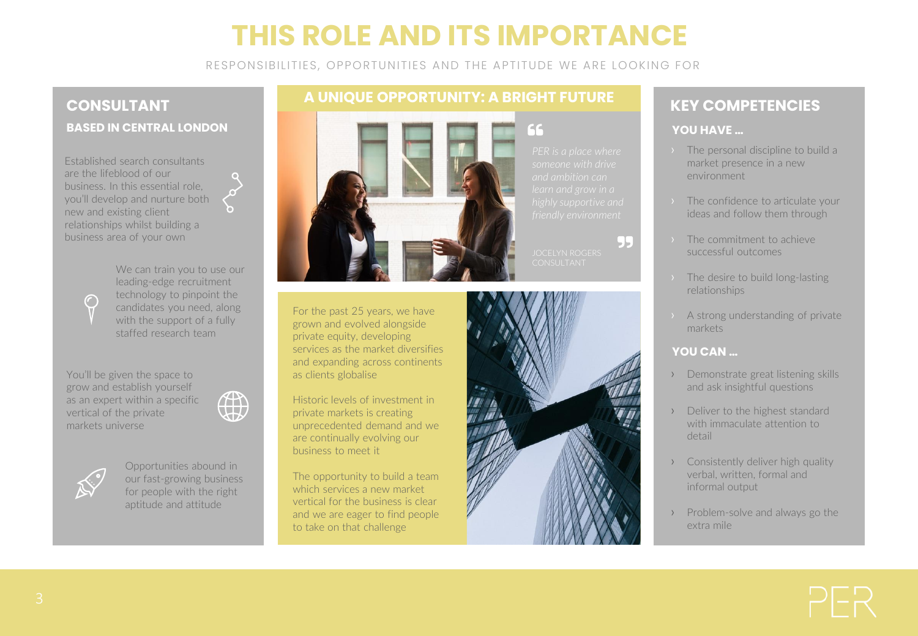# THIS ROLE AND ITS IMPORTANCE

RESPONSIBILITIES, OPPORTUNITIES AND THE APTITUDE WE ARE LOOKING FOR

## CONSULTANT

### BASED IN CENTRAL LONDON

Established search consultants are the lifeblood of our business. In this essential role, you'll develop and nurture both new and existing client relationships whilst building a business area of your own

We can train you to use our leading-edge recruitment technology to pinpoint the candidates you need, along with the support of a fully staffed research team

You'll be given the space to grow and establish yourself as an expert within a specific vertical of the private markets universe

Opportunities abound in our fast-growing business for people with the right aptitude and attitude

## A UNIQUE OPPORTUNITY: A BRIGHT FUTURE

> *PER is a place where someone with drive and ambition can learn and grow in a highly supportive and friendly environment*
>
> JOCELYN ROGERS
> CONSULTANT

For the past 25 years, we have grown and evolved alongside private equity, developing services as the market diversifies and expanding across continents as clients globalise

Historic levels of investment in private markets is creating unprecedented demand and we are continually evolving our business to meet it

The opportunity to build a team which services a new market vertical for the business is clear and we are eager to find people to take on that challenge

## KEY COMPETENCIES

### YOU HAVE ...

- The personal discipline to build a market presence in a new environment
- The confidence to articulate your ideas and follow them through
- The commitment to achieve successful outcomes
- The desire to build long-lasting relationships
- A strong understanding of private markets

### YOU CAN ...

- Demonstrate great listening skills and ask insightful questions
- Deliver to the highest standard with immaculate attention to detail
- Consistently deliver high quality verbal, written, formal and informal output
- Problem-solve and always go the extra mile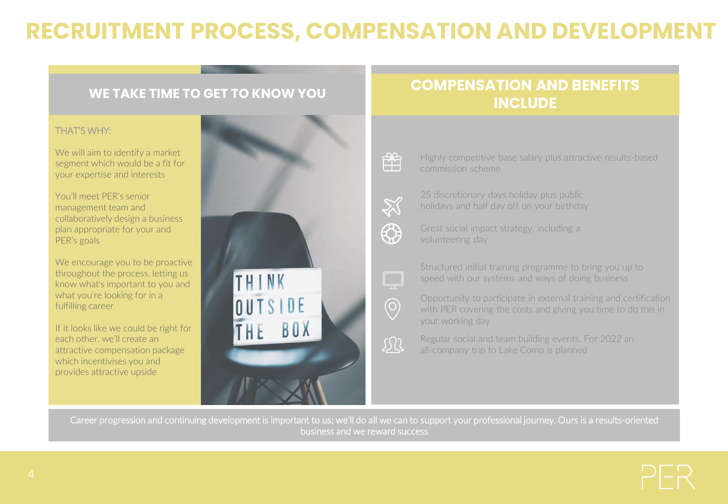# RECRUITMENT PROCESS, COMPENSATION AND DEVELOPMENT

## WE TAKE TIME TO GET TO KNOW YOU

THAT'S WHY:

We will aim to identify a market segment which would be a fit for your expertise and interests

You'll meet PER's senior management team and collaboratively design a business plan appropriate for your and PER's goals

We encourage you to be proactive throughout the process, letting us know what's important to you and what you're looking for in a fulfilling career

If it looks like we could be right for each other, we'll create an attractive compensation package which incentivises you and provides attractive upside

## COMPENSATION AND BENEFITS INCLUDE

- Highly competitive base salary plus attractive results-based commission scheme
- 25 discretionary days holiday plus public holidays and half day off on your birthday
- Great social impact strategy, including a volunteering day
- Structured initial training programme to bring you up to speed with our systems and ways of doing business
- Opportunity to participate in external training and certification with PER covering the costs and giving you time to do this in your working day
- Regular social and team building events. For 2022 an all-company trip to Lake Como is planned

Career progression and continuing development is important to us; we'll do all we can to support your professional journey. Ours is a results-oriented business and we reward success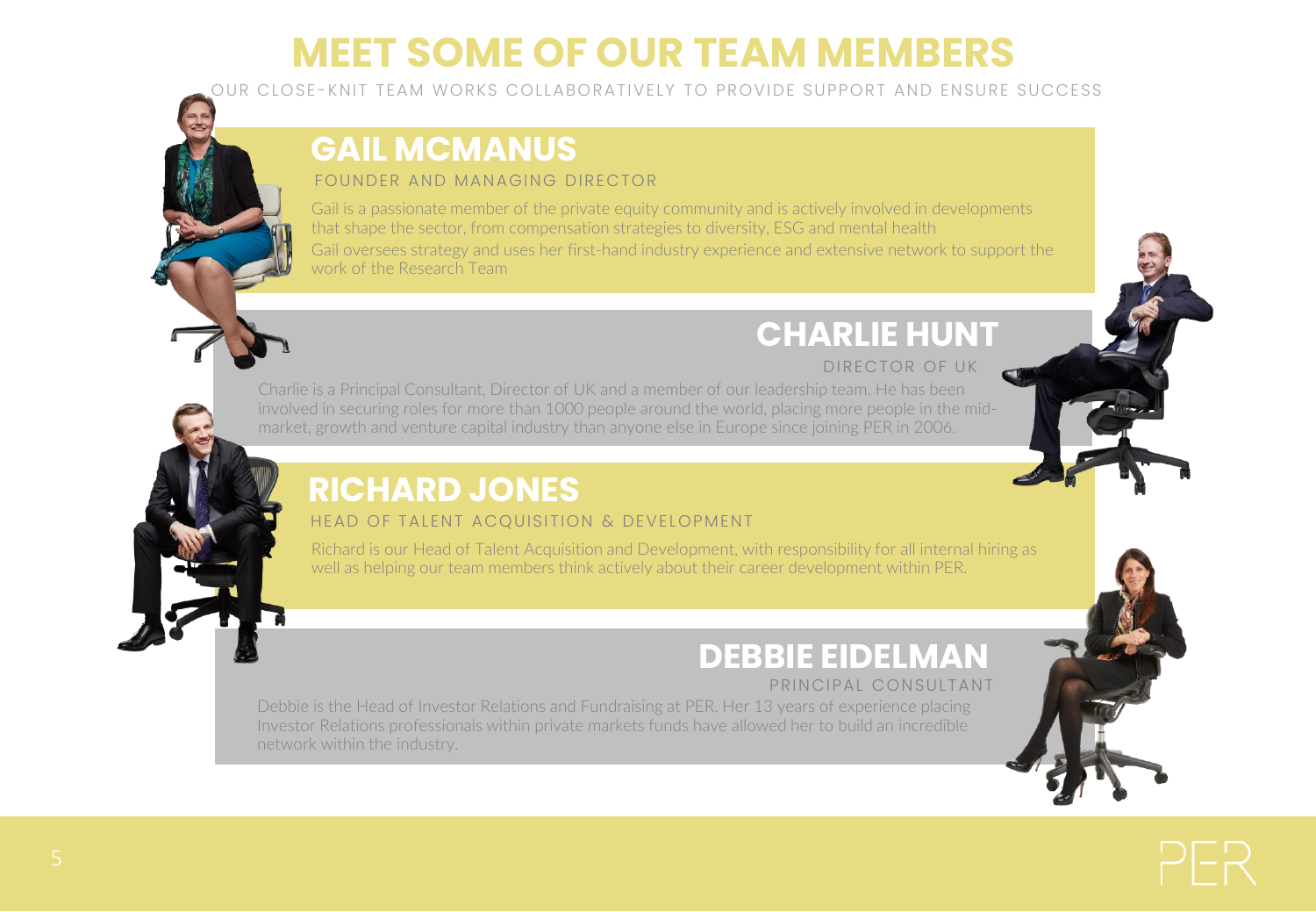# MEET SOME OF OUR TEAM MEMBERS

OUR CLOSE-KNIT TEAM WORKS COLLABORATIVELY TO PROVIDE SUPPORT AND ENSURE SUCCESS

## GAIL MCMANUS

FOUNDER AND MANAGING DIRECTOR

Gail is a passionate member of the private equity community and is actively involved in developments that shape the sector, from compensation strategies to diversity, ESG and mental health

Gail oversees strategy and uses her first-hand industry experience and extensive network to support the work of the Research Team

## CHARLIE HUNT

DIRECTOR OF UK

Charlie is a Principal Consultant, Director of UK and a member of our leadership team. He has been involved in securing roles for more than 1000 people around the world, placing more people in the mid-market, growth and venture capital industry than anyone else in Europe since joining PER in 2006.

## RICHARD JONES

HEAD OF TALENT ACQUISITION & DEVELOPMENT

Richard is our Head of Talent Acquisition and Development, with responsibility for all internal hiring as well as helping our team members think actively about their career development within PER.

## DEBBIE EIDELMAN

PRINCIPAL CONSULTANT

Debbie is the Head of Investor Relations and Fundraising at PER. Her 13 years of experience placing Investor Relations professionals within private markets funds have allowed her to build an incredible network within the industry.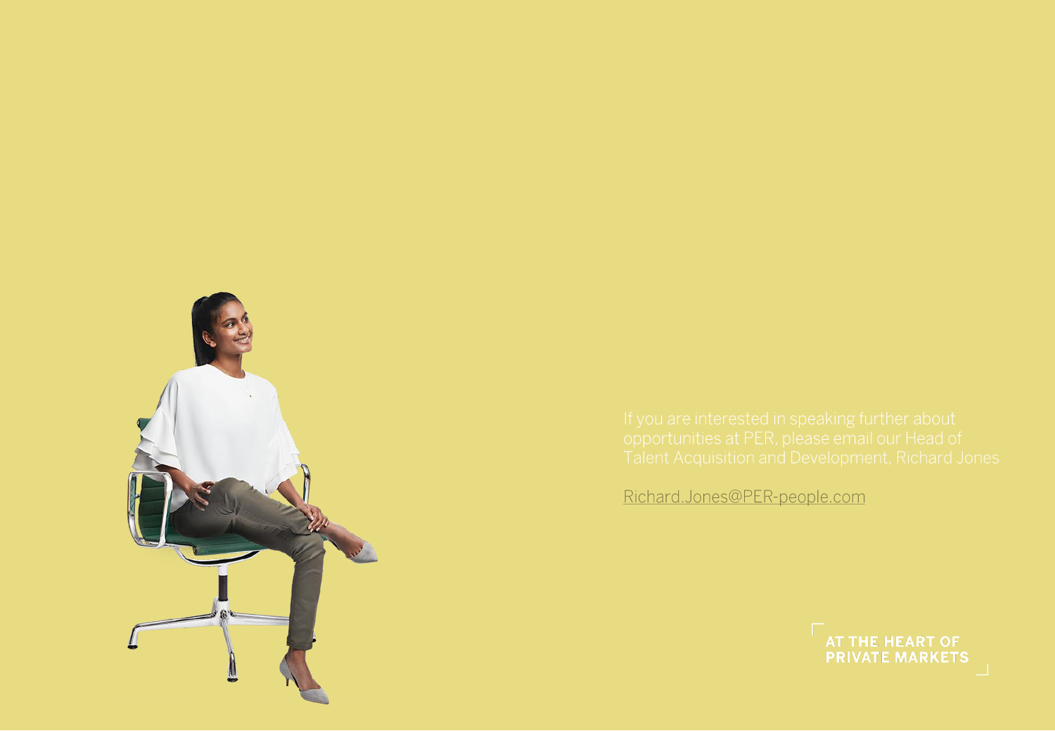If you are interested in speaking further about opportunities at PER, please email our Head of Talent Acquisition and Development, Richard Jones

Richard.Jones@PER-people.com

AT THE HEART OF PRIVATE MARKETS